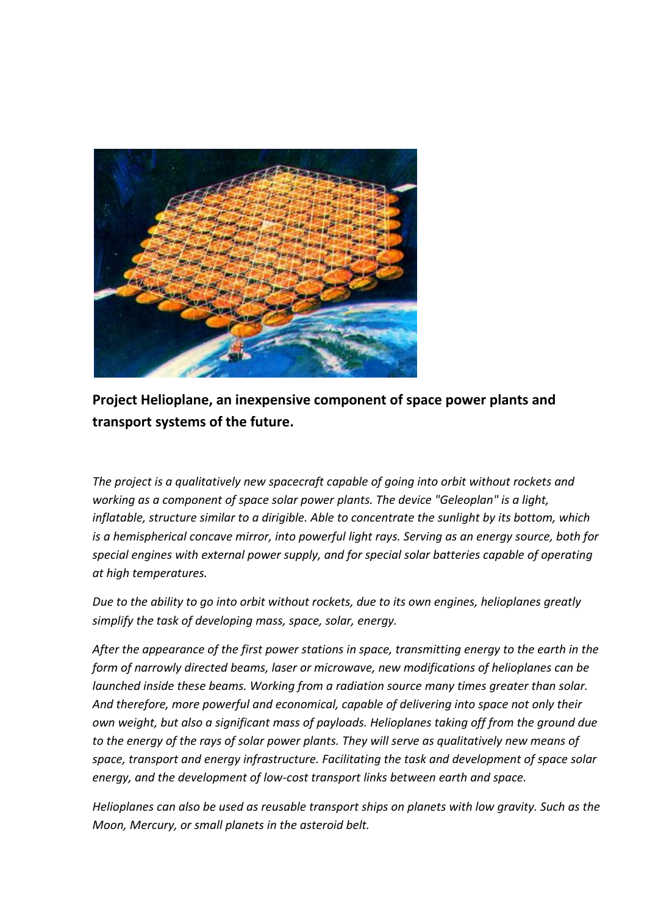**Project Helioplane, an inexpensive component of space power plants and transport systems of the future.**

*The project is a qualitatively new spacecraft capable of going into orbit without rockets and working as a component of space solar power plants. The device "Geleoplan" is a light, inflatable, structure similar to a dirigible. Able to concentrate the sunlight by its bottom, which is a hemispherical concave mirror, into powerful light rays. Serving as an energy source, both for special engines with external power supply, and for special solar batteries capable of operating at high temperatures.*

*Due to the ability to go into orbit without rockets, due to its own engines, helioplanes greatly simplify the task of developing mass, space, solar, energy.*

*After the appearance of the first power stations in space, transmitting energy to the earth in the form of narrowly directed beams, laser or microwave, new modifications of helioplanes can be launched inside these beams. Working from a radiation source many times greater than solar. And therefore, more powerful and economical, capable of delivering into space not only their own weight, but also a significant mass of payloads. Helioplanes taking off from the ground due to the energy of the rays of solar power plants. They will serve as qualitatively new means of space, transport and energy infrastructure. Facilitating the task and development of space solar energy, and the development of low-cost transport links between earth and space.*

*Helioplanes can also be used as reusable transport ships on planets with low gravity. Such as the Moon, Mercury, or small planets in the asteroid belt.*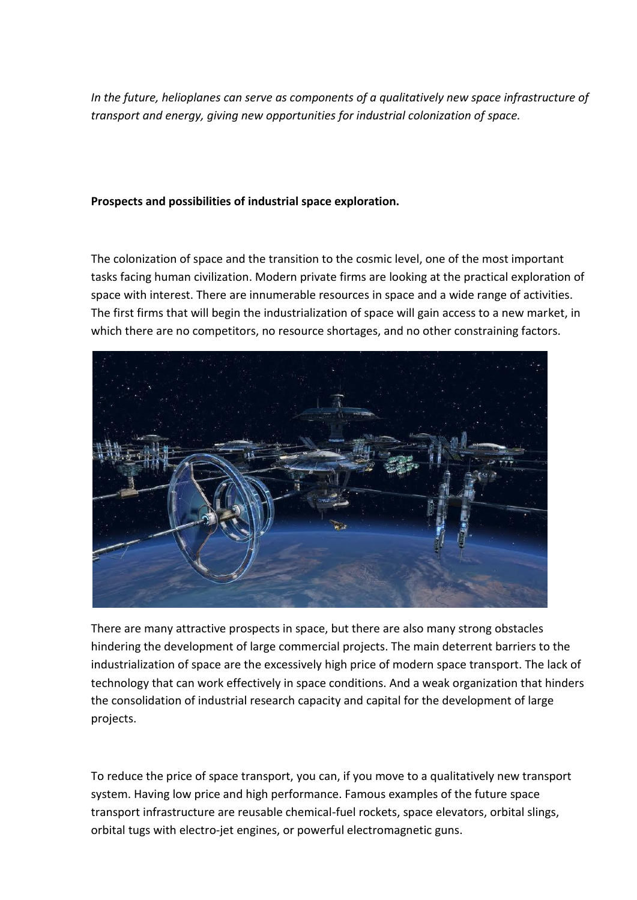*In the future, helioplanes can serve as components of a qualitatively new space infrastructure of transport and energy, giving new opportunities for industrial colonization of space.*

**Prospects and possibilities of industrial space exploration.**

The colonization of space and the transition to the cosmic level, one of the most important tasks facing human civilization. Modern private firms are looking at the practical exploration of space with interest. There are innumerable resources in space and a wide range of activities. The first firms that will begin the industrialization of space will gain access to a new market, in which there are no competitors, no resource shortages, and no other constraining factors.

There are many attractive prospects in space, but there are also many strong obstacles hindering the development of large commercial projects. The main deterrent barriers to the industrialization of space are the excessively high price of modern space transport. The lack of technology that can work effectively in space conditions. And a weak organization that hinders the consolidation of industrial research capacity and capital for the development of large projects.

To reduce the price of space transport, you can, if you move to a qualitatively new transport system. Having low price and high performance. Famous examples of the future space transport infrastructure are reusable chemical-fuel rockets, space elevators, orbital slings, orbital tugs with electro-jet engines, or powerful electromagnetic guns.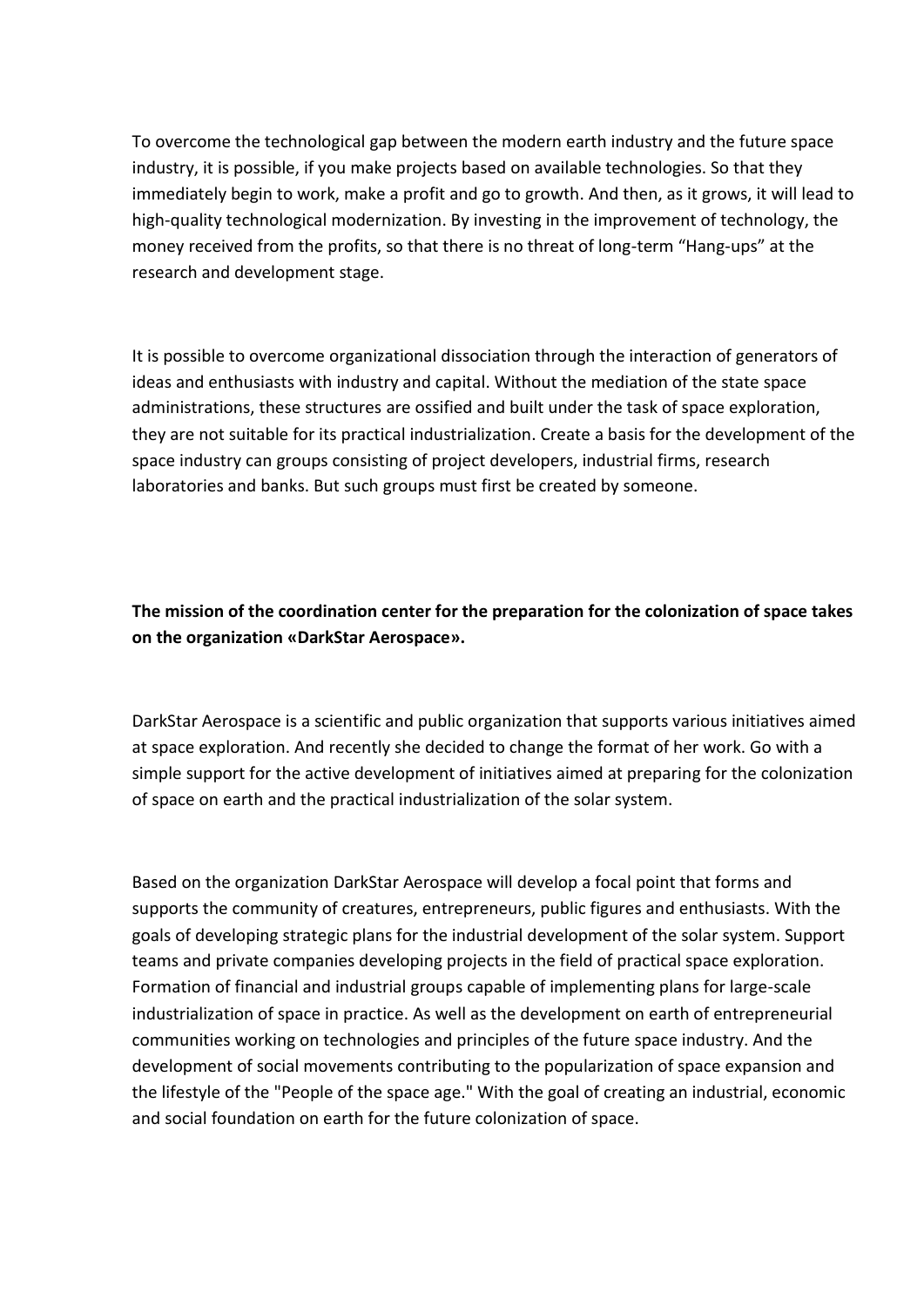To overcome the technological gap between the modern earth industry and the future space industry, it is possible, if you make projects based on available technologies. So that they immediately begin to work, make a profit and go to growth. And then, as it grows, it will lead to high-quality technological modernization. By investing in the improvement of technology, the money received from the profits, so that there is no threat of long-term "Hang-ups" at the research and development stage.

It is possible to overcome organizational dissociation through the interaction of generators of ideas and enthusiasts with industry and capital. Without the mediation of the state space administrations, these structures are ossified and built under the task of space exploration, they are not suitable for its practical industrialization. Create a basis for the development of the space industry can groups consisting of project developers, industrial firms, research laboratories and banks. But such groups must first be created by someone.

**The mission of the coordination center for the preparation for the colonization of space takes on the organization «DarkStar Aerospace».**

DarkStar Aerospace is a scientific and public organization that supports various initiatives aimed at space exploration. And recently she decided to change the format of her work. Go with a simple support for the active development of initiatives aimed at preparing for the colonization of space on earth and the practical industrialization of the solar system.

Based on the organization DarkStar Aerospace will develop a focal point that forms and supports the community of creatures, entrepreneurs, public figures and enthusiasts. With the goals of developing strategic plans for the industrial development of the solar system. Support teams and private companies developing projects in the field of practical space exploration. Formation of financial and industrial groups capable of implementing plans for large-scale industrialization of space in practice. As well as the development on earth of entrepreneurial communities working on technologies and principles of the future space industry. And the development of social movements contributing to the popularization of space expansion and the lifestyle of the "People of the space age." With the goal of creating an industrial, economic and social foundation on earth for the future colonization of space.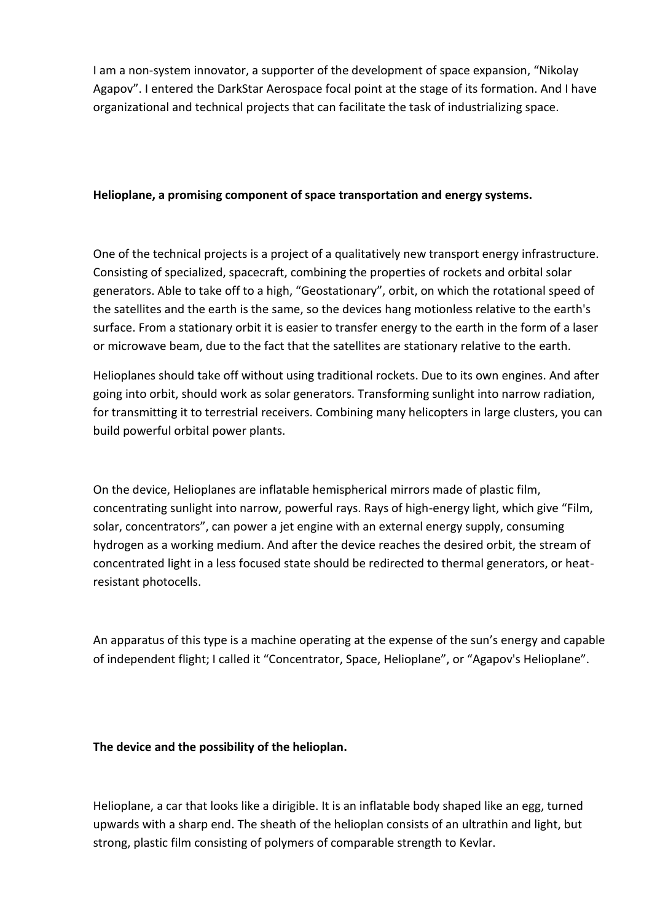I am a non-system innovator, a supporter of the development of space expansion, “Nikolay Agapov”. I entered the DarkStar Aerospace focal point at the stage of its formation. And I have organizational and technical projects that can facilitate the task of industrializing space.

**Helioplane, a promising component of space transportation and energy systems.**

One of the technical projects is a project of a qualitatively new transport energy infrastructure. Consisting of specialized, spacecraft, combining the properties of rockets and orbital solar generators. Able to take off to a high, “Geostationary”, orbit, on which the rotational speed of the satellites and the earth is the same, so the devices hang motionless relative to the earth's surface. From a stationary orbit it is easier to transfer energy to the earth in the form of a laser or microwave beam, due to the fact that the satellites are stationary relative to the earth.

Helioplanes should take off without using traditional rockets. Due to its own engines. And after going into orbit, should work as solar generators. Transforming sunlight into narrow radiation, for transmitting it to terrestrial receivers. Combining many helicopters in large clusters, you can build powerful orbital power plants.

On the device, Helioplanes are inflatable hemispherical mirrors made of plastic film, concentrating sunlight into narrow, powerful rays. Rays of high-energy light, which give “Film, solar, concentrators”, can power a jet engine with an external energy supply, consuming hydrogen as a working medium. And after the device reaches the desired orbit, the stream of concentrated light in a less focused state should be redirected to thermal generators, or heat-resistant photocells.

An apparatus of this type is a machine operating at the expense of the sun’s energy and capable of independent flight; I called it “Concentrator, Space, Helioplane”, or “Agapov's Helioplane”.

**The device and the possibility of the helioplan.**

Helioplane, a car that looks like a dirigible. It is an inflatable body shaped like an egg, turned upwards with a sharp end. The sheath of the helioplan consists of an ultrathin and light, but strong, plastic film consisting of polymers of comparable strength to Kevlar.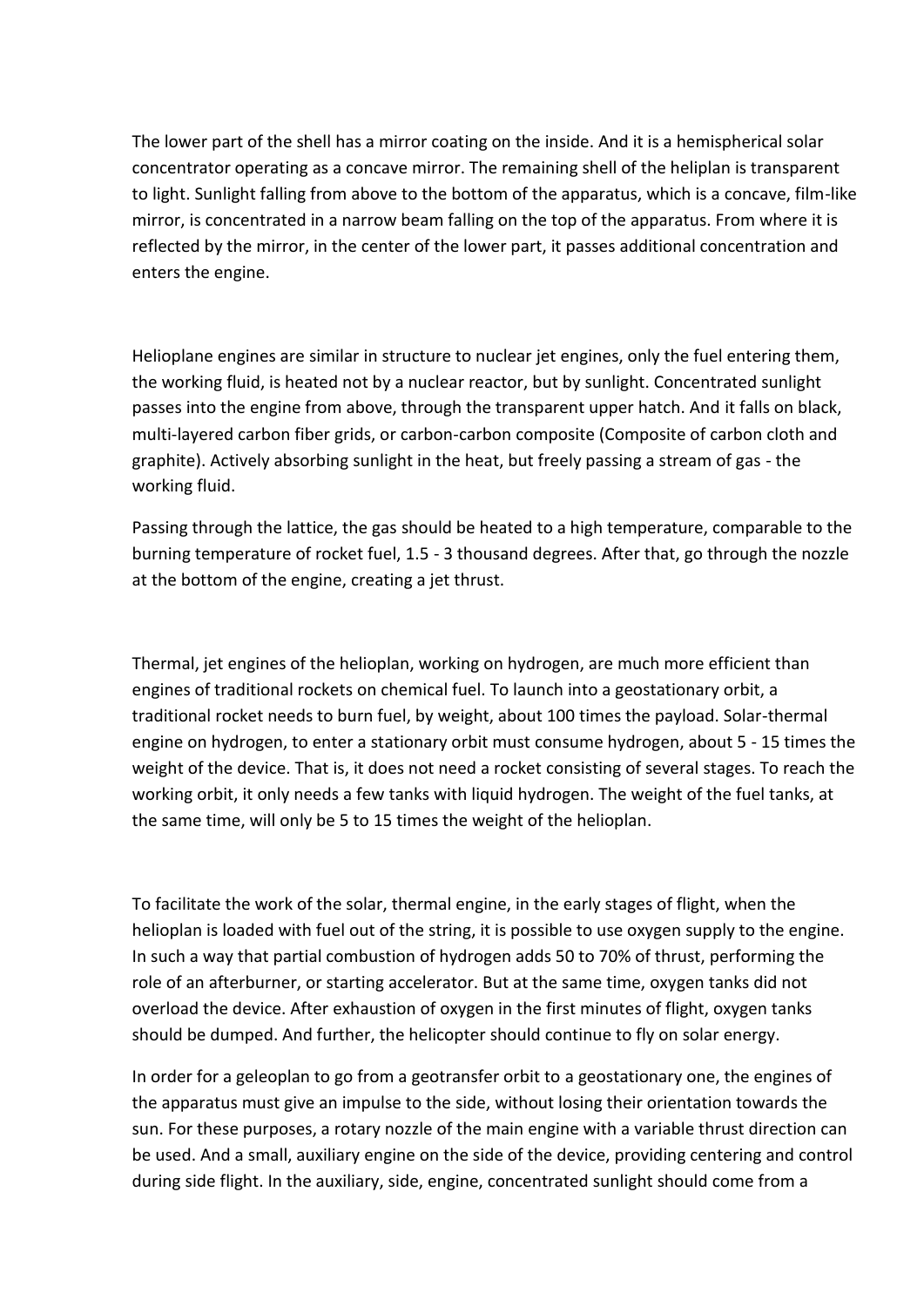The lower part of the shell has a mirror coating on the inside. And it is a hemispherical solar concentrator operating as a concave mirror. The remaining shell of the heliplan is transparent to light. Sunlight falling from above to the bottom of the apparatus, which is a concave, film-like mirror, is concentrated in a narrow beam falling on the top of the apparatus. From where it is reflected by the mirror, in the center of the lower part, it passes additional concentration and enters the engine.

Helioplane engines are similar in structure to nuclear jet engines, only the fuel entering them, the working fluid, is heated not by a nuclear reactor, but by sunlight. Concentrated sunlight passes into the engine from above, through the transparent upper hatch. And it falls on black, multi-layered carbon fiber grids, or carbon-carbon composite (Composite of carbon cloth and graphite). Actively absorbing sunlight in the heat, but freely passing a stream of gas - the working fluid.

Passing through the lattice, the gas should be heated to a high temperature, comparable to the burning temperature of rocket fuel, 1.5 - 3 thousand degrees. After that, go through the nozzle at the bottom of the engine, creating a jet thrust.

Thermal, jet engines of the helioplan, working on hydrogen, are much more efficient than engines of traditional rockets on chemical fuel. To launch into a geostationary orbit, a traditional rocket needs to burn fuel, by weight, about 100 times the payload. Solar-thermal engine on hydrogen, to enter a stationary orbit must consume hydrogen, about 5 - 15 times the weight of the device. That is, it does not need a rocket consisting of several stages. To reach the working orbit, it only needs a few tanks with liquid hydrogen. The weight of the fuel tanks, at the same time, will only be 5 to 15 times the weight of the helioplan.

To facilitate the work of the solar, thermal engine, in the early stages of flight, when the helioplan is loaded with fuel out of the string, it is possible to use oxygen supply to the engine. In such a way that partial combustion of hydrogen adds 50 to 70% of thrust, performing the role of an afterburner, or starting accelerator. But at the same time, oxygen tanks did not overload the device. After exhaustion of oxygen in the first minutes of flight, oxygen tanks should be dumped. And further, the helicopter should continue to fly on solar energy.

In order for a geleoplan to go from a geotransfer orbit to a geostationary one, the engines of the apparatus must give an impulse to the side, without losing their orientation towards the sun. For these purposes, a rotary nozzle of the main engine with a variable thrust direction can be used. And a small, auxiliary engine on the side of the device, providing centering and control during side flight. In the auxiliary, side, engine, concentrated sunlight should come from a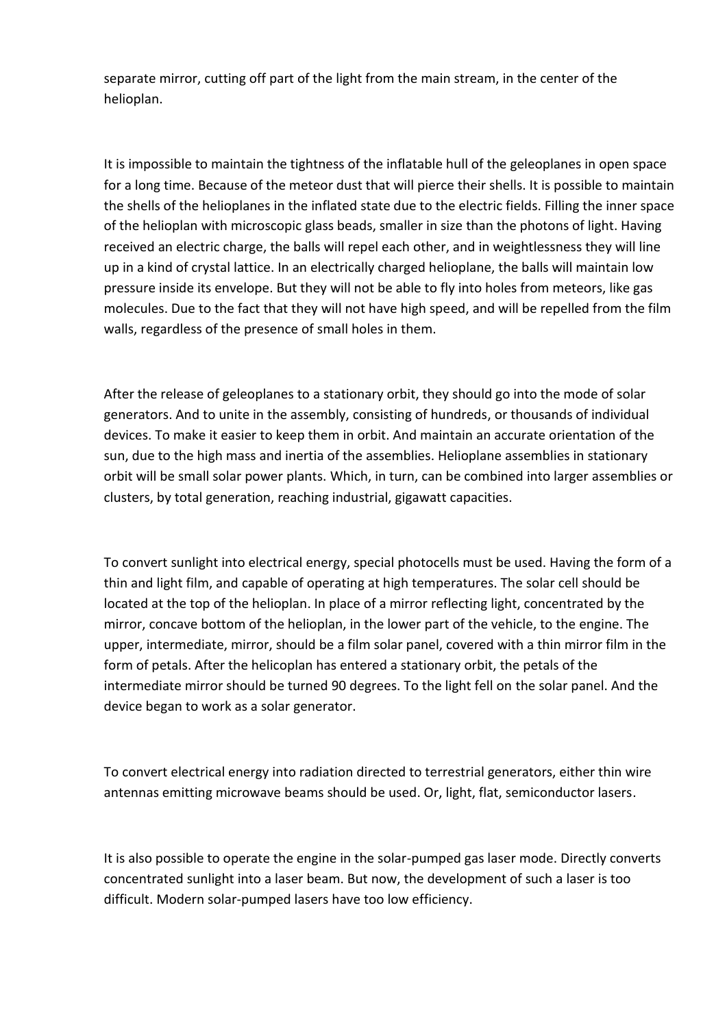separate mirror, cutting off part of the light from the main stream, in the center of the helioplan.

It is impossible to maintain the tightness of the inflatable hull of the geleoplanes in open space for a long time. Because of the meteor dust that will pierce their shells. It is possible to maintain the shells of the helioplanes in the inflated state due to the electric fields. Filling the inner space of the helioplan with microscopic glass beads, smaller in size than the photons of light. Having received an electric charge, the balls will repel each other, and in weightlessness they will line up in a kind of crystal lattice. In an electrically charged helioplane, the balls will maintain low pressure inside its envelope. But they will not be able to fly into holes from meteors, like gas molecules. Due to the fact that they will not have high speed, and will be repelled from the film walls, regardless of the presence of small holes in them.

After the release of geleoplanes to a stationary orbit, they should go into the mode of solar generators. And to unite in the assembly, consisting of hundreds, or thousands of individual devices. To make it easier to keep them in orbit. And maintain an accurate orientation of the sun, due to the high mass and inertia of the assemblies. Helioplane assemblies in stationary orbit will be small solar power plants. Which, in turn, can be combined into larger assemblies or clusters, by total generation, reaching industrial, gigawatt capacities.

To convert sunlight into electrical energy, special photocells must be used. Having the form of a thin and light film, and capable of operating at high temperatures. The solar cell should be located at the top of the helioplan. In place of a mirror reflecting light, concentrated by the mirror, concave bottom of the helioplan, in the lower part of the vehicle, to the engine. The upper, intermediate, mirror, should be a film solar panel, covered with a thin mirror film in the form of petals. After the helicoplan has entered a stationary orbit, the petals of the intermediate mirror should be turned 90 degrees. To the light fell on the solar panel. And the device began to work as a solar generator.

To convert electrical energy into radiation directed to terrestrial generators, either thin wire antennas emitting microwave beams should be used. Or, light, flat, semiconductor lasers.

It is also possible to operate the engine in the solar-pumped gas laser mode. Directly converts concentrated sunlight into a laser beam. But now, the development of such a laser is too difficult. Modern solar-pumped lasers have too low efficiency.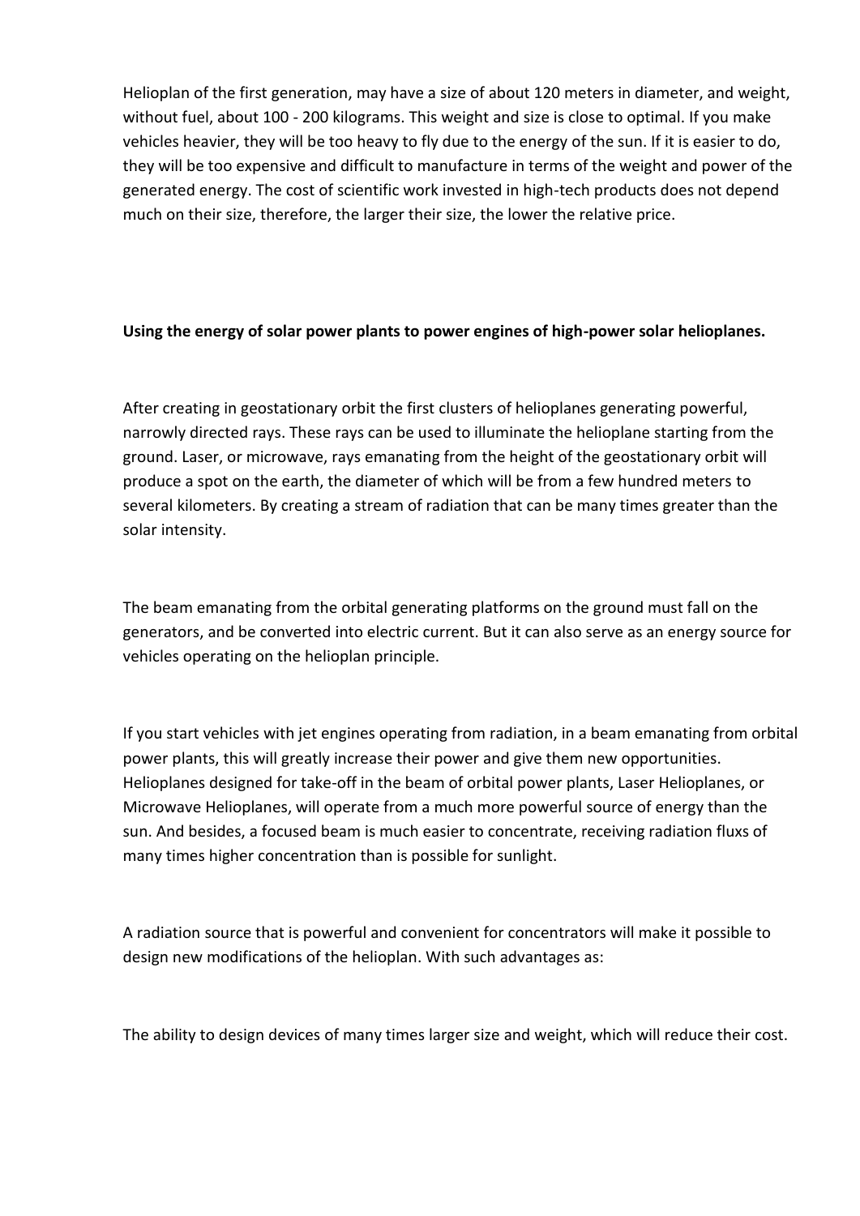Helioplan of the first generation, may have a size of about 120 meters in diameter, and weight, without fuel, about 100 - 200 kilograms. This weight and size is close to optimal. If you make vehicles heavier, they will be too heavy to fly due to the energy of the sun. If it is easier to do, they will be too expensive and difficult to manufacture in terms of the weight and power of the generated energy. The cost of scientific work invested in high-tech products does not depend much on their size, therefore, the larger their size, the lower the relative price.

**Using the energy of solar power plants to power engines of high-power solar helioplanes.**

After creating in geostationary orbit the first clusters of helioplanes generating powerful, narrowly directed rays. These rays can be used to illuminate the helioplane starting from the ground. Laser, or microwave, rays emanating from the height of the geostationary orbit will produce a spot on the earth, the diameter of which will be from a few hundred meters to several kilometers. By creating a stream of radiation that can be many times greater than the solar intensity.

The beam emanating from the orbital generating platforms on the ground must fall on the generators, and be converted into electric current. But it can also serve as an energy source for vehicles operating on the helioplan principle.

If you start vehicles with jet engines operating from radiation, in a beam emanating from orbital power plants, this will greatly increase their power and give them new opportunities. Helioplanes designed for take-off in the beam of orbital power plants, Laser Helioplanes, or Microwave Helioplanes, will operate from a much more powerful source of energy than the sun. And besides, a focused beam is much easier to concentrate, receiving radiation fluxs of many times higher concentration than is possible for sunlight.

A radiation source that is powerful and convenient for concentrators will make it possible to design new modifications of the helioplan. With such advantages as:

The ability to design devices of many times larger size and weight, which will reduce their cost.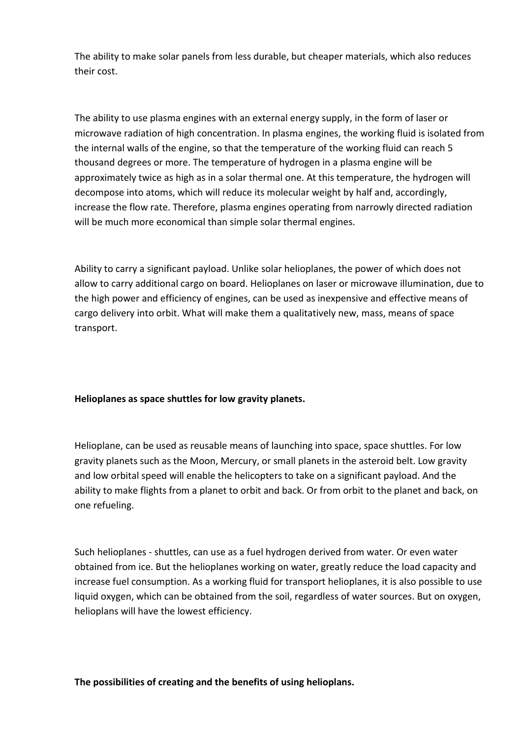The ability to make solar panels from less durable, but cheaper materials, which also reduces their cost.

The ability to use plasma engines with an external energy supply, in the form of laser or microwave radiation of high concentration. In plasma engines, the working fluid is isolated from the internal walls of the engine, so that the temperature of the working fluid can reach 5 thousand degrees or more. The temperature of hydrogen in a plasma engine will be approximately twice as high as in a solar thermal one. At this temperature, the hydrogen will decompose into atoms, which will reduce its molecular weight by half and, accordingly, increase the flow rate. Therefore, plasma engines operating from narrowly directed radiation will be much more economical than simple solar thermal engines.

Ability to carry a significant payload. Unlike solar helioplanes, the power of which does not allow to carry additional cargo on board. Helioplanes on laser or microwave illumination, due to the high power and efficiency of engines, can be used as inexpensive and effective means of cargo delivery into orbit. What will make them a qualitatively new, mass, means of space transport.

**Helioplanes as space shuttles for low gravity planets.**

Helioplane, can be used as reusable means of launching into space, space shuttles. For low gravity planets such as the Moon, Mercury, or small planets in the asteroid belt. Low gravity and low orbital speed will enable the helicopters to take on a significant payload. And the ability to make flights from a planet to orbit and back. Or from orbit to the planet and back, on one refueling.

Such helioplanes - shuttles, can use as a fuel hydrogen derived from water. Or even water obtained from ice. But the helioplanes working on water, greatly reduce the load capacity and increase fuel consumption. As a working fluid for transport helioplanes, it is also possible to use liquid oxygen, which can be obtained from the soil, regardless of water sources. But on oxygen, helioplans will have the lowest efficiency.

**The possibilities of creating and the benefits of using helioplans.**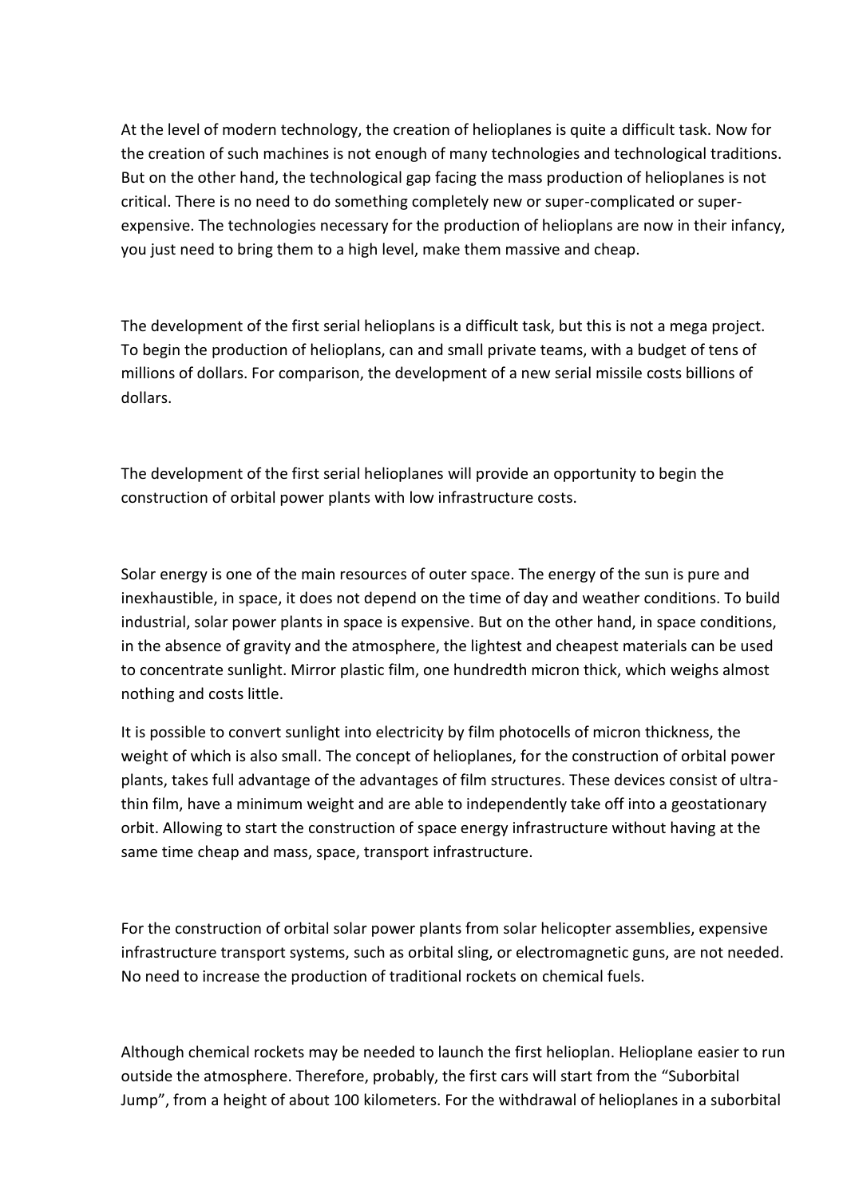At the level of modern technology, the creation of helioplanes is quite a difficult task. Now for the creation of such machines is not enough of many technologies and technological traditions. But on the other hand, the technological gap facing the mass production of helioplanes is not critical. There is no need to do something completely new or super-complicated or super-expensive. The technologies necessary for the production of helioplans are now in their infancy, you just need to bring them to a high level, make them massive and cheap.

The development of the first serial helioplans is a difficult task, but this is not a mega project. To begin the production of helioplans, can and small private teams, with a budget of tens of millions of dollars. For comparison, the development of a new serial missile costs billions of dollars.

The development of the first serial helioplanes will provide an opportunity to begin the construction of orbital power plants with low infrastructure costs.

Solar energy is one of the main resources of outer space. The energy of the sun is pure and inexhaustible, in space, it does not depend on the time of day and weather conditions. To build industrial, solar power plants in space is expensive. But on the other hand, in space conditions, in the absence of gravity and the atmosphere, the lightest and cheapest materials can be used to concentrate sunlight. Mirror plastic film, one hundredth micron thick, which weighs almost nothing and costs little.

It is possible to convert sunlight into electricity by film photocells of micron thickness, the weight of which is also small. The concept of helioplanes, for the construction of orbital power plants, takes full advantage of the advantages of film structures. These devices consist of ultra-thin film, have a minimum weight and are able to independently take off into a geostationary orbit. Allowing to start the construction of space energy infrastructure without having at the same time cheap and mass, space, transport infrastructure.

For the construction of orbital solar power plants from solar helicopter assemblies, expensive infrastructure transport systems, such as orbital sling, or electromagnetic guns, are not needed. No need to increase the production of traditional rockets on chemical fuels.

Although chemical rockets may be needed to launch the first helioplan. Helioplane easier to run outside the atmosphere. Therefore, probably, the first cars will start from the "Suborbital Jump", from a height of about 100 kilometers. For the withdrawal of helioplanes in a suborbital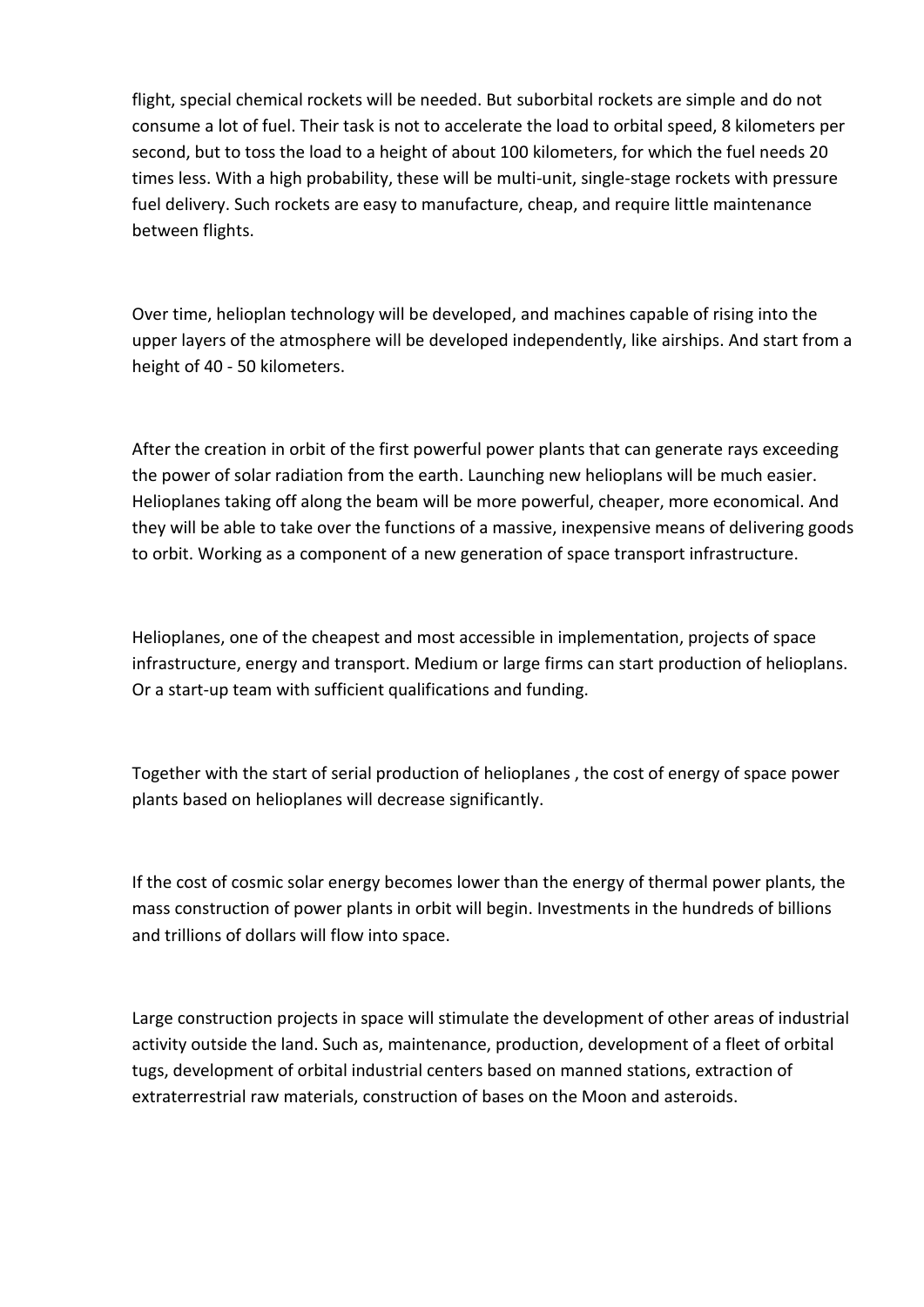flight, special chemical rockets will be needed. But suborbital rockets are simple and do not consume a lot of fuel. Their task is not to accelerate the load to orbital speed, 8 kilometers per second, but to toss the load to a height of about 100 kilometers, for which the fuel needs 20 times less. With a high probability, these will be multi-unit, single-stage rockets with pressure fuel delivery. Such rockets are easy to manufacture, cheap, and require little maintenance between flights.

Over time, helioplan technology will be developed, and machines capable of rising into the upper layers of the atmosphere will be developed independently, like airships. And start from a height of 40 - 50 kilometers.

After the creation in orbit of the first powerful power plants that can generate rays exceeding the power of solar radiation from the earth. Launching new helioplans will be much easier. Helioplanes taking off along the beam will be more powerful, cheaper, more economical. And they will be able to take over the functions of a massive, inexpensive means of delivering goods to orbit. Working as a component of a new generation of space transport infrastructure.

Helioplanes, one of the cheapest and most accessible in implementation, projects of space infrastructure, energy and transport. Medium or large firms can start production of helioplans. Or a start-up team with sufficient qualifications and funding.

Together with the start of serial production of helioplanes , the cost of energy of space power plants based on helioplanes will decrease significantly.

If the cost of cosmic solar energy becomes lower than the energy of thermal power plants, the mass construction of power plants in orbit will begin. Investments in the hundreds of billions and trillions of dollars will flow into space.

Large construction projects in space will stimulate the development of other areas of industrial activity outside the land. Such as, maintenance, production, development of a fleet of orbital tugs, development of orbital industrial centers based on manned stations, extraction of extraterrestrial raw materials, construction of bases on the Moon and asteroids.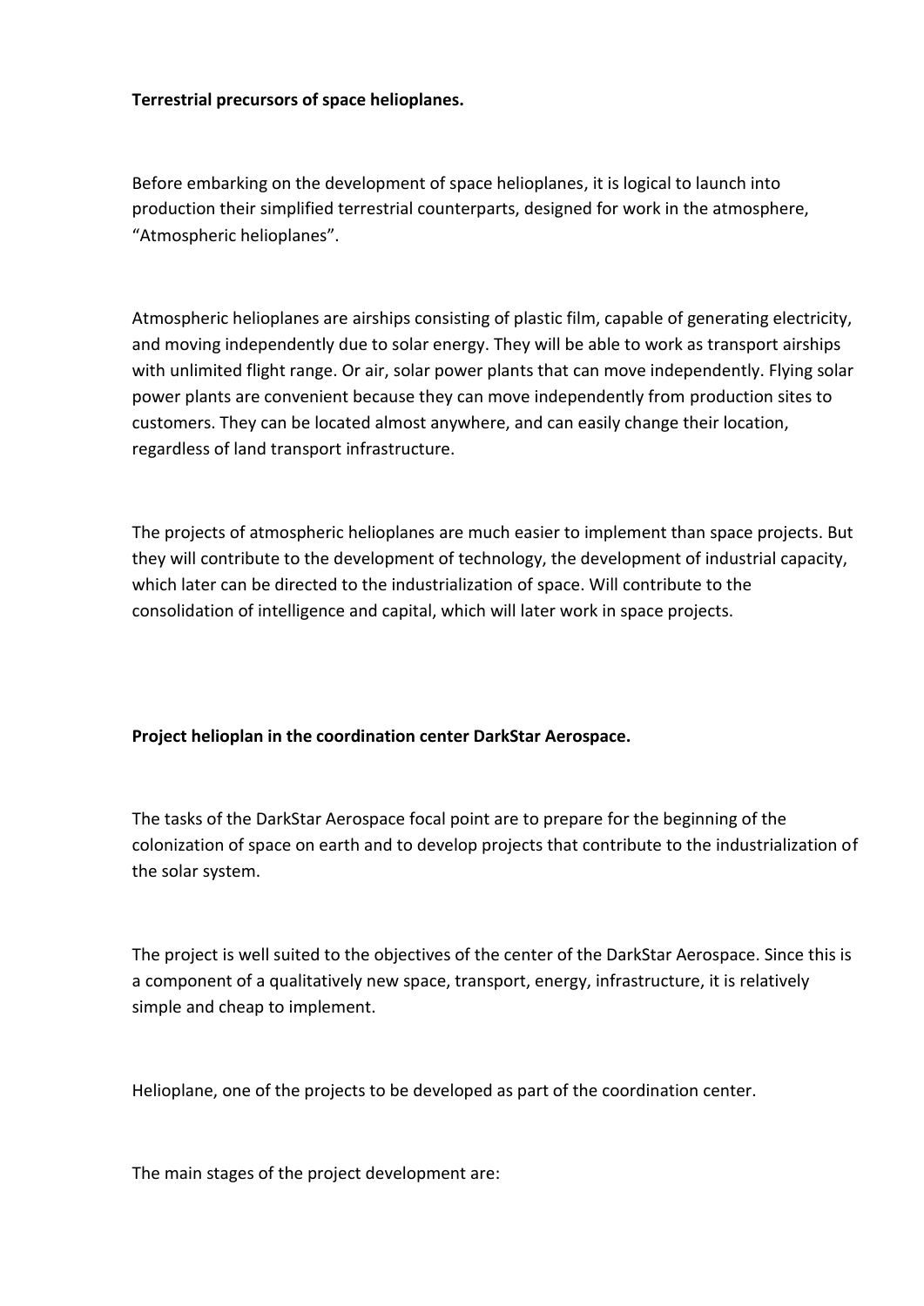**Terrestrial precursors of space helioplanes.**

Before embarking on the development of space helioplanes, it is logical to launch into production their simplified terrestrial counterparts, designed for work in the atmosphere, “Atmospheric helioplanes”.

Atmospheric helioplanes are airships consisting of plastic film, capable of generating electricity, and moving independently due to solar energy. They will be able to work as transport airships with unlimited flight range. Or air, solar power plants that can move independently. Flying solar power plants are convenient because they can move independently from production sites to customers. They can be located almost anywhere, and can easily change their location, regardless of land transport infrastructure.

The projects of atmospheric helioplanes are much easier to implement than space projects. But they will contribute to the development of technology, the development of industrial capacity, which later can be directed to the industrialization of space. Will contribute to the consolidation of intelligence and capital, which will later work in space projects.

**Project helioplan in the coordination center DarkStar Aerospace.**

The tasks of the DarkStar Aerospace focal point are to prepare for the beginning of the colonization of space on earth and to develop projects that contribute to the industrialization of the solar system.

The project is well suited to the objectives of the center of the DarkStar Aerospace. Since this is a component of a qualitatively new space, transport, energy, infrastructure, it is relatively simple and cheap to implement.

Helioplane, one of the projects to be developed as part of the coordination center.

The main stages of the project development are: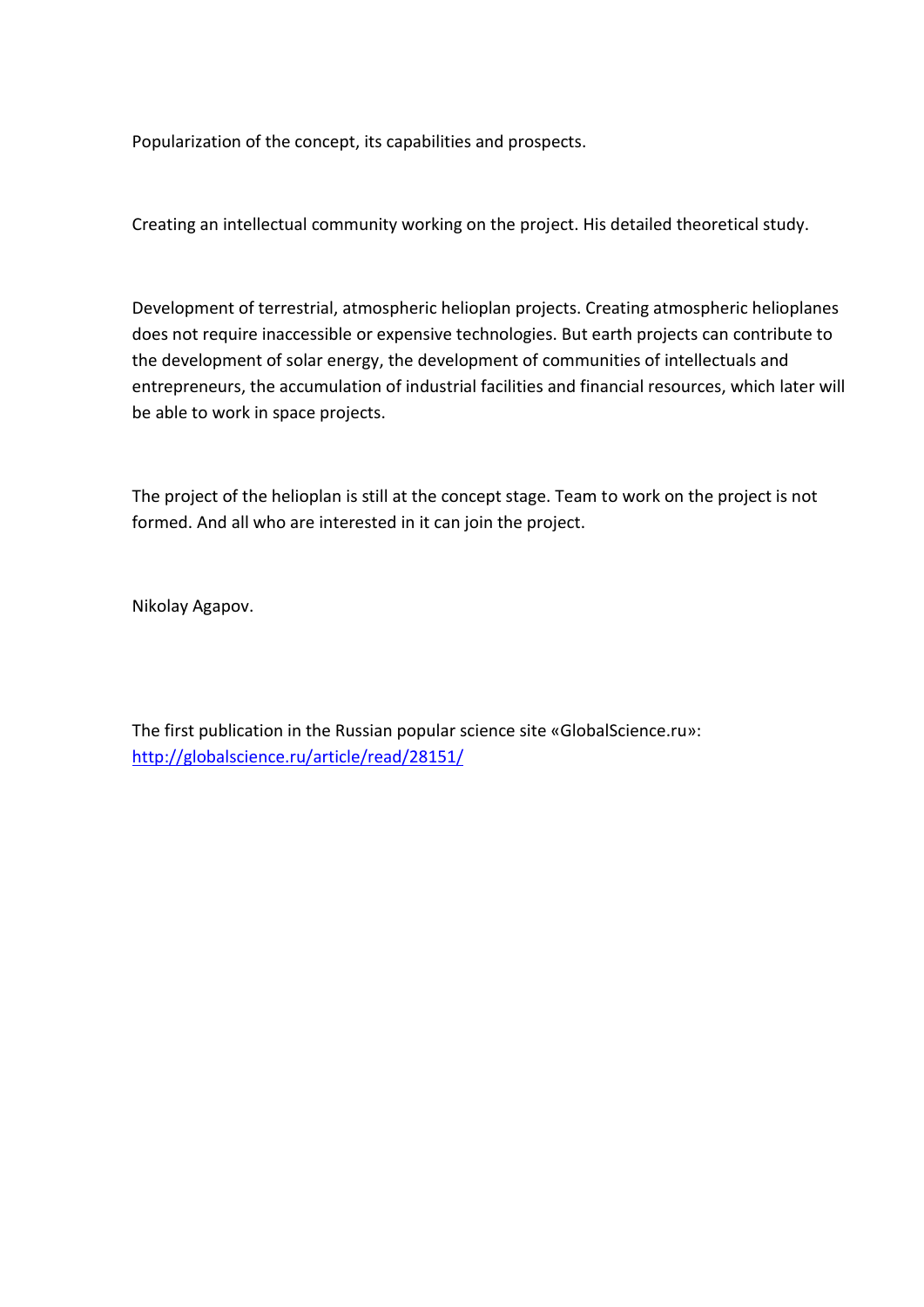Popularization of the concept, its capabilities and prospects.

Creating an intellectual community working on the project. His detailed theoretical study.

Development of terrestrial, atmospheric helioplan projects. Creating atmospheric helioplanes does not require inaccessible or expensive technologies. But earth projects can contribute to the development of solar energy, the development of communities of intellectuals and entrepreneurs, the accumulation of industrial facilities and financial resources, which later will be able to work in space projects.

The project of the helioplan is still at the concept stage. Team to work on the project is not formed. And all who are interested in it can join the project.

Nikolay Agapov.

The first publication in the Russian popular science site «GlobalScience.ru»: http://globalscience.ru/article/read/28151/